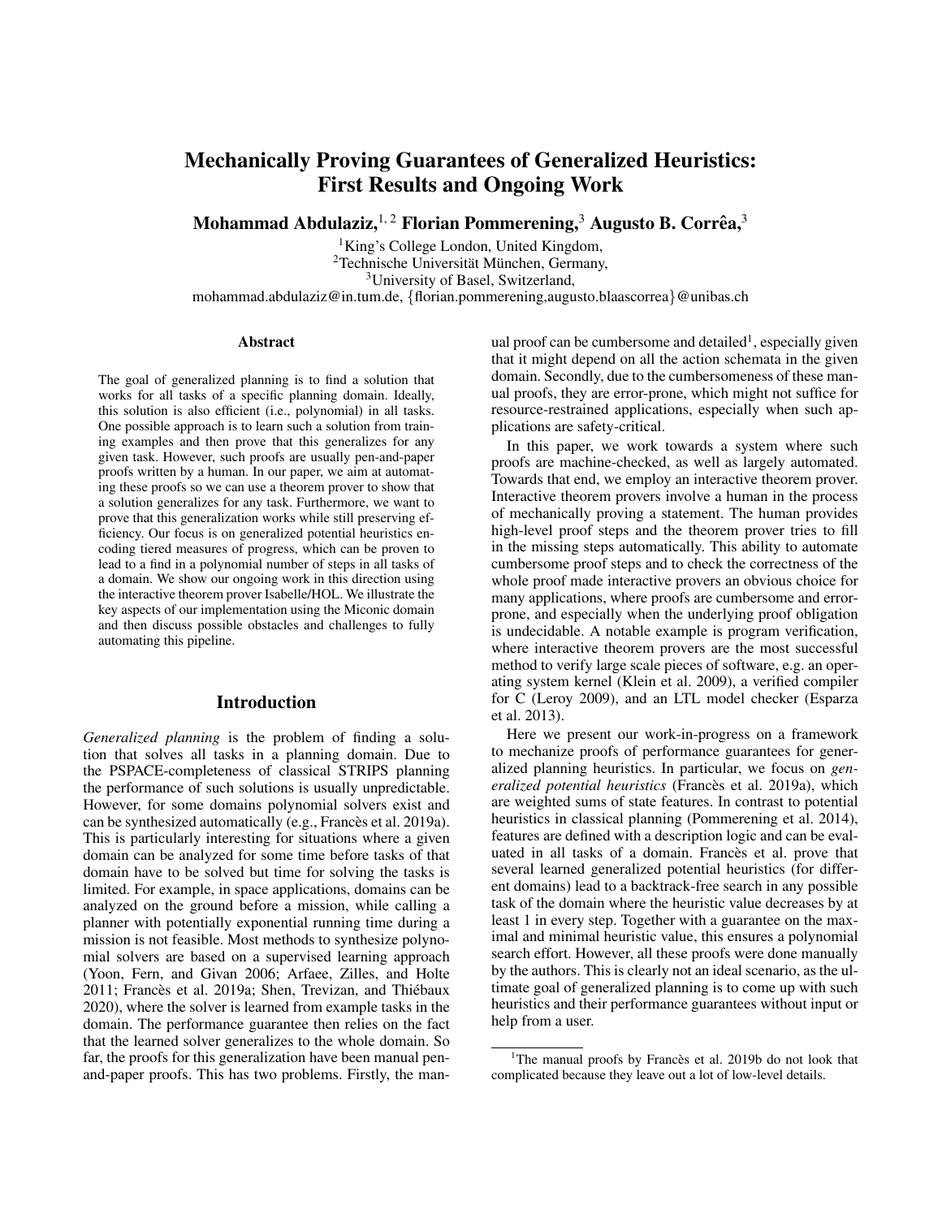# Mechanically Proving Guarantees of Generalized Heuristics: First Results and Ongoing Work

**Mohammad Abdulaziz,**[1, 2] **Florian Pommerening,**[3] **Augusto B. Corrêa,**[3]

[1]King's College London, United Kingdom,
[2]Technische Universität München, Germany,
[3]University of Basel, Switzerland,
mohammad.abdulaziz@in.tum.de, {florian.pommerening,augusto.blaascorrea}@unibas.ch

## Abstract

The goal of generalized planning is to find a solution that works for all tasks of a specific planning domain. Ideally, this solution is also efficient (i.e., polynomial) in all tasks. One possible approach is to learn such a solution from training examples and then prove that this generalizes for any given task. However, such proofs are usually pen-and-paper proofs written by a human. In our paper, we aim at automating these proofs so we can use a theorem prover to show that a solution generalizes for any task. Furthermore, we want to prove that this generalization works while still preserving efficiency. Our focus is on generalized potential heuristics encoding tiered measures of progress, which can be proven to lead to a find in a polynomial number of steps in all tasks of a domain. We show our ongoing work in this direction using the interactive theorem prover Isabelle/HOL. We illustrate the key aspects of our implementation using the Miconic domain and then discuss possible obstacles and challenges to fully automating this pipeline.

## Introduction

*Generalized planning* is the problem of finding a solution that solves all tasks in a planning domain. Due to the PSPACE-completeness of classical STRIPS planning the performance of such solutions is usually unpredictable. However, for some domains polynomial solvers exist and can be synthesized automatically (e.g., Francès et al. 2019a). This is particularly interesting for situations where a given domain can be analyzed for some time before tasks of that domain have to be solved but time for solving the tasks is limited. For example, in space applications, domains can be analyzed on the ground before a mission, while calling a planner with potentially exponential running time during a mission is not feasible. Most methods to synthesize polynomial solvers are based on a supervised learning approach (Yoon, Fern, and Givan 2006; Arfaee, Zilles, and Holte 2011; Francès et al. 2019a; Shen, Trevizan, and Thiébaux 2020), where the solver is learned from example tasks in the domain. The performance guarantee then relies on the fact that the learned solver generalizes to the whole domain. So far, the proofs for this generalization have been manual pen-and-paper proofs. This has two problems. Firstly, the manual proof can be cumbersome and detailed[1], especially given that it might depend on all the action schemata in the given domain. Secondly, due to the cumbersomeness of these manual proofs, they are error-prone, which might not suffice for resource-restrained applications, especially when such applications are safety-critical.

In this paper, we work towards a system where such proofs are machine-checked, as well as largely automated. Towards that end, we employ an interactive theorem prover. Interactive theorem provers involve a human in the process of mechanically proving a statement. The human provides high-level proof steps and the theorem prover tries to fill in the missing steps automatically. This ability to automate cumbersome proof steps and to check the correctness of the whole proof made interactive provers an obvious choice for many applications, where proofs are cumbersome and error-prone, and especially when the underlying proof obligation is undecidable. A notable example is program verification, where interactive theorem provers are the most successful method to verify large scale pieces of software, e.g. an operating system kernel (Klein et al. 2009), a verified compiler for C (Leroy 2009), and an LTL model checker (Esparza et al. 2013).

Here we present our work-in-progress on a framework to mechanize proofs of performance guarantees for generalized planning heuristics. In particular, we focus on *generalized potential heuristics* (Francès et al. 2019a), which are weighted sums of state features. In contrast to potential heuristics in classical planning (Pommerening et al. 2014), features are defined with a description logic and can be evaluated in all tasks of a domain. Francès et al. prove that several learned generalized potential heuristics (for different domains) lead to a backtrack-free search in any possible task of the domain where the heuristic value decreases by at least 1 in every step. Together with a guarantee on the maximal and minimal heuristic value, this ensures a polynomial search effort. However, all these proofs were done manually by the authors. This is clearly not an ideal scenario, as the ultimate goal of generalized planning is to come up with such heuristics and their performance guarantees without input or help from a user.

[1]The manual proofs by Francès et al. 2019b do not look that complicated because they leave out a lot of low-level details.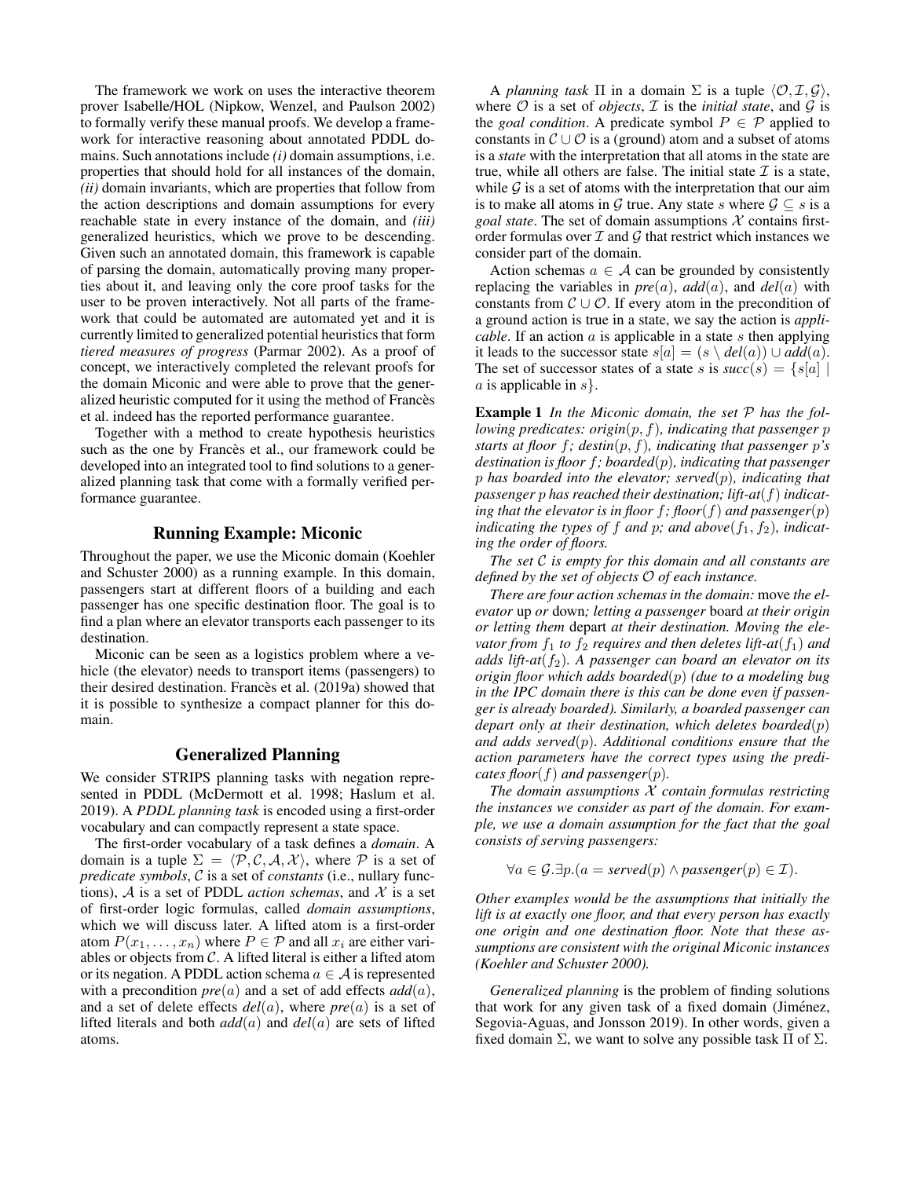The framework we work on uses the interactive theorem prover Isabelle/HOL (Nipkow, Wenzel, and Paulson 2002) to formally verify these manual proofs. We develop a framework for interactive reasoning about annotated PDDL domains. Such annotations include *(i)* domain assumptions, i.e. properties that should hold for all instances of the domain, *(ii)* domain invariants, which are properties that follow from the action descriptions and domain assumptions for every reachable state in every instance of the domain, and *(iii)* generalized heuristics, which we prove to be descending. Given such an annotated domain, this framework is capable of parsing the domain, automatically proving many properties about it, and leaving only the core proof tasks for the user to be proven interactively. Not all parts of the framework that could be automated are automated yet and it is currently limited to generalized potential heuristics that form *tiered measures of progress* (Parmar 2002). As a proof of concept, we interactively completed the relevant proofs for the domain Miconic and were able to prove that the generalized heuristic computed for it using the method of Francès et al. indeed has the reported performance guarantee.

Together with a method to create hypothesis heuristics such as the one by Francès et al., our framework could be developed into an integrated tool to find solutions to a generalized planning task that come with a formally verified performance guarantee.

## Running Example: Miconic

Throughout the paper, we use the Miconic domain (Koehler and Schuster 2000) as a running example. In this domain, passengers start at different floors of a building and each passenger has one specific destination floor. The goal is to find a plan where an elevator transports each passenger to its destination.

Miconic can be seen as a logistics problem where a vehicle (the elevator) needs to transport items (passengers) to their desired destination. Francès et al. (2019a) showed that it is possible to synthesize a compact planner for this domain.

## Generalized Planning

We consider STRIPS planning tasks with negation represented in PDDL (McDermott et al. 1998; Haslum et al. 2019). A *PDDL planning task* is encoded using a first-order vocabulary and can compactly represent a state space.

The first-order vocabulary of a task defines a *domain*. A domain is a tuple $\Sigma = \langle \mathcal{P}, \mathcal{C}, \mathcal{A}, \mathcal{X} \rangle$, where $\mathcal{P}$ is a set of *predicate symbols*, $\mathcal{C}$ is a set of *constants* (i.e., nullary functions), $\mathcal{A}$ is a set of PDDL *action schemas*, and $\mathcal{X}$ is a set of first-order logic formulas, called *domain assumptions*, which we will discuss later. A lifted atom is a first-order atom $P(x_1, \ldots, x_n)$ where $P \in \mathcal{P}$ and all $x_i$ are either variables or objects from $\mathcal{C}$. A lifted literal is either a lifted atom or its negation. A PDDL action schema $a \in \mathcal{A}$ is represented with a precondition $\mathit{pre}(a)$ and a set of add effects $\mathit{add}(a)$, and a set of delete effects $\mathit{del}(a)$, where $\mathit{pre}(a)$ is a set of lifted literals and both $\mathit{add}(a)$ and $\mathit{del}(a)$ are sets of lifted atoms.

A *planning task* $\Pi$ in a domain $\Sigma$ is a tuple $\langle \mathcal{O}, \mathcal{I}, \mathcal{G} \rangle$, where $\mathcal{O}$ is a set of *objects*, $\mathcal{I}$ is the *initial state*, and $\mathcal{G}$ is the *goal condition*. A predicate symbol $P \in \mathcal{P}$ applied to constants in $\mathcal{C} \cup \mathcal{O}$ is a (ground) atom and a subset of atoms is a *state* with the interpretation that all atoms in the state are true, while all others are false. The initial state $\mathcal{I}$ is a state, while $\mathcal{G}$ is a set of atoms with the interpretation that our aim is to make all atoms in $\mathcal{G}$ true. Any state $s$ where $\mathcal{G} \subseteq s$ is a *goal state*. The set of domain assumptions $\mathcal{X}$ contains first-order formulas over $\mathcal{I}$ and $\mathcal{G}$ that restrict which instances we consider part of the domain.

Action schemas $a \in \mathcal{A}$ can be grounded by consistently replacing the variables in $\mathit{pre}(a)$, $\mathit{add}(a)$, and $\mathit{del}(a)$ with constants from $\mathcal{C} \cup \mathcal{O}$. If every atom in the precondition of a ground action is true in a state, we say the action is *applicable*. If an action $a$ is applicable in a state $s$ then applying it leads to the successor state $s[a] = (s \setminus \mathit{del}(a)) \cup \mathit{add}(a)$. The set of successor states of a state $s$ is $\mathit{succ}(s) = \{s[a] \mid a \text{ is applicable in } s\}$.

**Example 1** *In the Miconic domain, the set $\mathcal{P}$ has the following predicates: origin$(p, f)$, indicating that passenger $p$ starts at floor $f$; destin$(p, f)$, indicating that passenger $p$'s destination is floor $f$; boarded$(p)$, indicating that passenger $p$ has boarded into the elevator; served$(p)$, indicating that passenger $p$ has reached their destination; lift-at$(f)$ indicating that the elevator is in floor $f$; floor$(f)$ and passenger$(p)$ indicating the types of $f$ and $p$; and above$(f_1, f_2)$, indicating the order of floors.*

*The set $\mathcal{C}$ is empty for this domain and all constants are defined by the set of objects $\mathcal{O}$ of each instance.*

*There are four action schemas in the domain:* move *the elevator* up *or* down*; letting a passenger* board *at their origin or letting them* depart *at their destination. Moving the elevator from $f_1$ to $f_2$ requires and then deletes lift-at$(f_1)$ and adds lift-at$(f_2)$. A passenger can board an elevator on its origin floor which adds boarded$(p)$ (due to a modeling bug in the IPC domain there is this can be done even if passenger is already boarded). Similarly, a boarded passenger can depart only at their destination, which deletes boarded$(p)$ and adds served$(p)$. Additional conditions ensure that the action parameters have the correct types using the predicates floor$(f)$ and passenger$(p)$.*

*The domain assumptions $\mathcal{X}$ contain formulas restricting the instances we consider as part of the domain. For example, we use a domain assumption for the fact that the goal consists of serving passengers:*

$$\forall a \in \mathcal{G}. \exists p. (a = \mathit{served}(p) \wedge \mathit{passenger}(p) \in \mathcal{I}).$$

*Other examples would be the assumptions that initially the lift is at exactly one floor, and that every person has exactly one origin and one destination floor. Note that these assumptions are consistent with the original Miconic instances (Koehler and Schuster 2000).*

*Generalized planning* is the problem of finding solutions that work for any given task of a fixed domain (Jiménez, Segovia-Aguas, and Jonsson 2019). In other words, given a fixed domain $\Sigma$, we want to solve any possible task $\Pi$ of $\Sigma$.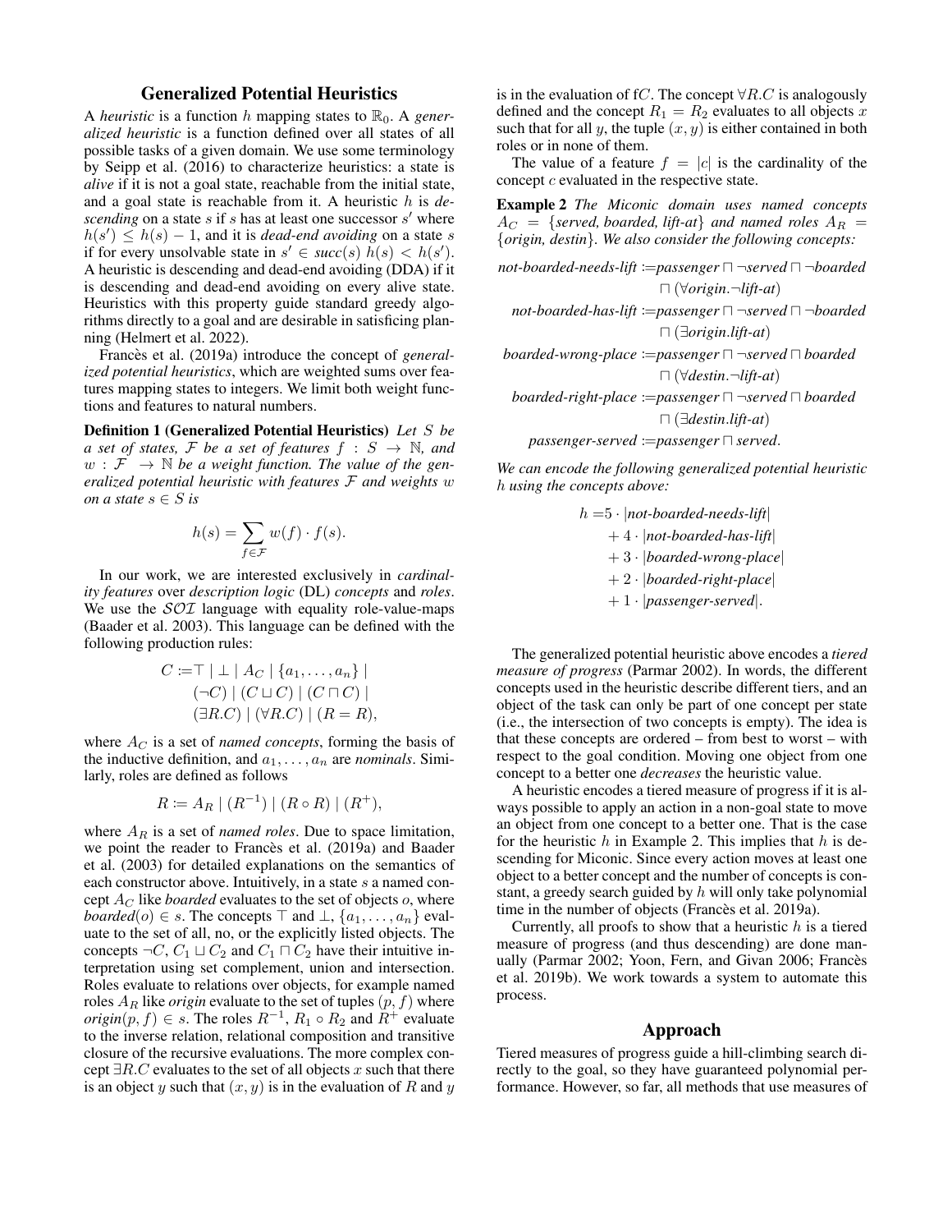## Generalized Potential Heuristics

A *heuristic* is a function $h$ mapping states to $\mathbb{R}_0$. A *generalized heuristic* is a function defined over all states of all possible tasks of a given domain. We use some terminology by Seipp et al. (2016) to characterize heuristics: a state is *alive* if it is not a goal state, reachable from the initial state, and a goal state is reachable from it. A heuristic $h$ is *descending* on a state $s$ if $s$ has at least one successor $s'$ where $h(s') \leq h(s) - 1$, and it is *dead-end avoiding* on a state $s$ if for every unsolvable state in $s' \in succ(s)$ $h(s) < h(s')$. A heuristic is descending and dead-end avoiding (DDA) if it is descending and dead-end avoiding on every alive state. Heuristics with this property guide standard greedy algorithms directly to a goal and are desirable in satisficing planning (Helmert et al. 2022).

Francès et al. (2019a) introduce the concept of *generalized potential heuristics*, which are weighted sums over features mapping states to integers. We limit both weight functions and features to natural numbers.

**Definition 1 (Generalized Potential Heuristics)** *Let $S$ be a set of states, $\mathcal{F}$ be a set of features $f : S \to \mathbb{N}$, and $w : \mathcal{F} \to \mathbb{N}$ be a weight function. The value of the generalized potential heuristic with features $\mathcal{F}$ and weights $w$ on a state $s \in S$ is*

$$h(s) = \sum_{f \in \mathcal{F}} w(f) \cdot f(s).$$

In our work, we are interested exclusively in *cardinality features* over *description logic* (DL) *concepts* and *roles*. We use the $\mathcal{SOI}$ language with equality role-value-maps (Baader et al. 2003). This language can be defined with the following production rules:

$$\begin{aligned} C \coloneqq &\top \mid \bot \mid A_C \mid \{a_1, \ldots, a_n\} \mid \\ &(\neg C) \mid (C \sqcup C) \mid (C \sqcap C) \mid \\ &(\exists R.C) \mid (\forall R.C) \mid (R = R), \end{aligned}$$

where $A_C$ is a set of *named concepts*, forming the basis of the inductive definition, and $a_1, \ldots, a_n$ are *nominals*. Similarly, roles are defined as follows

$$R \coloneqq A_R \mid (R^{-1}) \mid (R \circ R) \mid (R^+),$$

where $A_R$ is a set of *named roles*. Due to space limitation, we point the reader to Francès et al. (2019a) and Baader et al. (2003) for detailed explanations on the semantics of each constructor above. Intuitively, in a state $s$ a named concept $A_C$ like *boarded* evaluates to the set of objects $o$, where $boarded(o) \in s$. The concepts $\top$ and $\bot$, $\{a_1, \ldots, a_n\}$ evaluate to the set of all, no, or the explicitly listed objects. The concepts $\neg C$, $C_1 \sqcup C_2$ and $C_1 \sqcap C_2$ have their intuitive interpretation using set complement, union and intersection. Roles evaluate to relations over objects, for example named roles $A_R$ like *origin* evaluate to the set of tuples $(p, f)$ where $origin(p, f) \in s$. The roles $R^{-1}$, $R_1 \circ R_2$ and $R^+$ evaluate to the inverse relation, relational composition and transitive closure of the recursive evaluations. The more complex concept $\exists R.C$ evaluates to the set of all objects $x$ such that there is an object $y$ such that $(x, y)$ is in the evaluation of $R$ and $y$ is in the evaluation of f$C$. The concept $\forall R.C$ is analogously defined and the concept $R_1 = R_2$ evaluates to all objects $x$ such that for all $y$, the tuple $(x, y)$ is either contained in both roles or in none of them.

The value of a feature $f = |c|$ is the cardinality of the concept $c$ evaluated in the respective state.

**Example 2** *The Miconic domain uses named concepts $A_C = \{served, boarded, lift\text{-}at\}$ and named roles $A_R = \{origin, destin\}$. We also consider the following concepts:*

$$\begin{aligned} \textit{not-boarded-needs-lift} \coloneqq\ & \textit{passenger} \sqcap \neg\textit{served} \sqcap \neg\textit{boarded} \\ & \sqcap (\forall \textit{origin}.\neg\textit{lift-at}) \\ \textit{not-boarded-has-lift} \coloneqq\ & \textit{passenger} \sqcap \neg\textit{served} \sqcap \neg\textit{boarded} \\ & \sqcap (\exists \textit{origin}.\textit{lift-at}) \\ \textit{boarded-wrong-place} \coloneqq\ & \textit{passenger} \sqcap \neg\textit{served} \sqcap \textit{boarded} \\ & \sqcap (\forall \textit{destin}.\neg\textit{lift-at}) \\ \textit{boarded-right-place} \coloneqq\ & \textit{passenger} \sqcap \neg\textit{served} \sqcap \textit{boarded} \\ & \sqcap (\exists \textit{destin}.\textit{lift-at}) \\ \textit{passenger-served} \coloneqq\ & \textit{passenger} \sqcap \textit{served}. \end{aligned}$$

*We can encode the following generalized potential heuristic $h$ using the concepts above:*

$$\begin{aligned} h =\ & 5 \cdot |\textit{not-boarded-needs-lift}| \\ & + 4 \cdot |\textit{not-boarded-has-lift}| \\ & + 3 \cdot |\textit{boarded-wrong-place}| \\ & + 2 \cdot |\textit{boarded-right-place}| \\ & + 1 \cdot |\textit{passenger-served}|. \end{aligned}$$

The generalized potential heuristic above encodes a *tiered measure of progress* (Parmar 2002). In words, the different concepts used in the heuristic describe different tiers, and an object of the task can only be part of one concept per state (i.e., the intersection of two concepts is empty). The idea is that these concepts are ordered – from best to worst – with respect to the goal condition. Moving one object from one concept to a better one *decreases* the heuristic value.

A heuristic encodes a tiered measure of progress if it is always possible to apply an action in a non-goal state to move an object from one concept to a better one. That is the case for the heuristic $h$ in Example 2. This implies that $h$ is descending for Miconic. Since every action moves at least one object to a better concept and the number of concepts is constant, a greedy search guided by $h$ will only take polynomial time in the number of objects (Francès et al. 2019a).

Currently, all proofs to show that a heuristic $h$ is a tiered measure of progress (and thus descending) are done manually (Parmar 2002; Yoon, Fern, and Givan 2006; Francès et al. 2019b). We work towards a system to automate this process.

## Approach

Tiered measures of progress guide a hill-climbing search directly to the goal, so they have guaranteed polynomial performance. However, so far, all methods that use measures of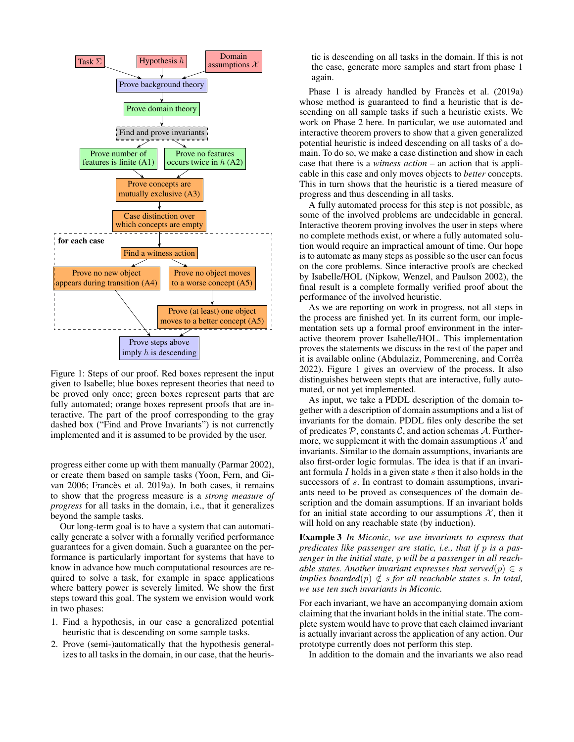Figure 1: Steps of our proof. Red boxes represent the input given to Isabelle; blue boxes represent theories that need to be proved only once; green boxes represent parts that are fully automated; orange boxes represent proofs that are interactive. The part of the proof corresponding to the gray dashed box ("Find and Prove Invariants") is not currenctly implemented and it is assumed to be provided by the user.

progress either come up with them manually (Parmar 2002), or create them based on sample tasks (Yoon, Fern, and Givan 2006; Francès et al. 2019a). In both cases, it remains to show that the progress measure is a *strong measure of progress* for all tasks in the domain, i.e., that it generalizes beyond the sample tasks.

Our long-term goal is to have a system that can automatically generate a solver with a formally verified performance guarantees for a given domain. Such a guarantee on the performance is particularly important for systems that have to know in advance how much computational resources are required to solve a task, for example in space applications where battery power is severely limited. We show the first steps toward this goal. The system we envision would work in two phases:

1. Find a hypothesis, in our case a generalized potential heuristic that is descending on some sample tasks.
2. Prove (semi-)automatically that the hypothesis generalizes to all tasks in the domain, in our case, that the heuristic is descending on all tasks in the domain. If this is not the case, generate more samples and start from phase 1 again.

Phase 1 is already handled by Francès et al. (2019a) whose method is guaranteed to find a heuristic that is descending on all sample tasks if such a heuristic exists. We work on Phase 2 here. In particular, we use automated and interactive theorem provers to show that a given generalized potential heuristic is indeed descending on all tasks of a domain. To do so, we make a case distinction and show in each case that there is a *witness action* – an action that is applicable in this case and only moves objects to *better* concepts. This in turn shows that the heuristic is a tiered measure of progress and thus descending in all tasks.

A fully automated process for this step is not possible, as some of the involved problems are undecidable in general. Interactive theorem proving involves the user in steps where no complete methods exist, or where a fully automated solution would require an impractical amount of time. Our hope is to automate as many steps as possible so the user can focus on the core problems. Since interactive proofs are checked by Isabelle/HOL (Nipkow, Wenzel, and Paulson 2002), the final result is a complete formally verified proof about the performance of the involved heuristic.

As we are reporting on work in progress, not all steps in the process are finished yet. In its current form, our implementation sets up a formal proof environment in the interactive theorem prover Isabelle/HOL. This implementation proves the statements we discuss in the rest of the paper and it is available online (Abdulaziz, Pommerening, and Corrêa 2022). Figure 1 gives an overview of the process. It also distinguishes between stepts that are interactive, fully automated, or not yet implemented.

As input, we take a PDDL description of the domain together with a description of domain assumptions and a list of invariants for the domain. PDDL files only describe the set of predicates $\mathcal{P}$, constants $\mathcal{C}$, and action schemas $\mathcal{A}$. Furthermore, we supplement it with the domain assumptions $\mathcal{X}$ and invariants. Similar to the domain assumptions, invariants are also first-order logic formulas. The idea is that if an invariant formula $I$ holds in a given state $s$ then it also holds in the successors of $s$. In contrast to domain assumptions, invariants need to be proved as consequences of the domain description and the domain assumptions. If an invariant holds for an initial state according to our assumptions $\mathcal{X}$, then it will hold on any reachable state (by induction).

**Example 3** *In Miconic, we use invariants to express that predicates like passenger are static, i.e., that if $p$ is a passenger in the initial state, $p$ will be a passenger in all reachable states. Another invariant expresses that served$(p) \in s$ implies boarded$(p) \notin s$ for all reachable states $s$. In total, we use ten such invariants in Miconic.*

For each invariant, we have an accompanying domain axiom claiming that the invariant holds in the initial state. The complete system would have to prove that each claimed invariant is actually invariant across the application of any action. Our prototype currently does not perform this step.

In addition to the domain and the invariants we also read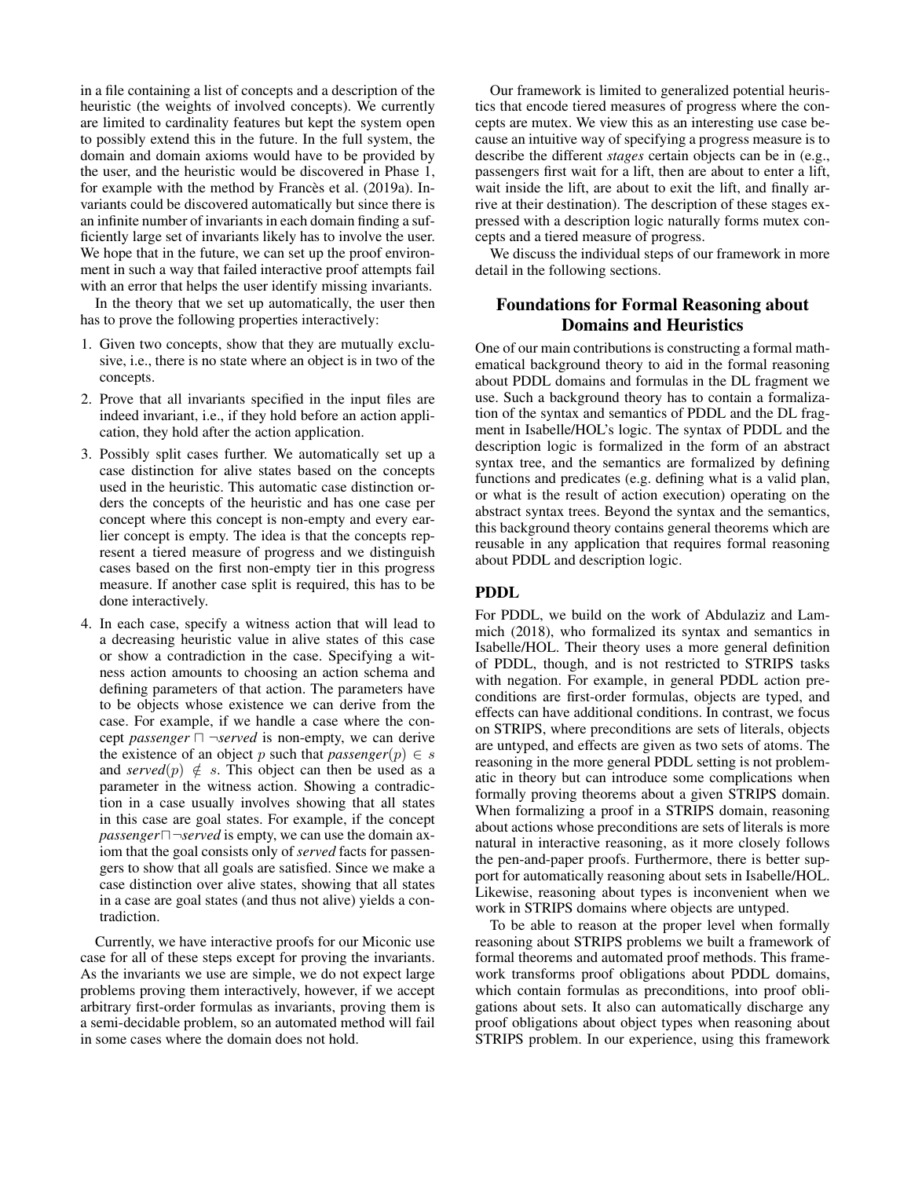in a file containing a list of concepts and a description of the heuristic (the weights of involved concepts). We currently are limited to cardinality features but kept the system open to possibly extend this in the future. In the full system, the domain and domain axioms would have to be provided by the user, and the heuristic would be discovered in Phase 1, for example with the method by Francès et al. (2019a). Invariants could be discovered automatically but since there is an infinite number of invariants in each domain finding a sufficiently large set of invariants likely has to involve the user. We hope that in the future, we can set up the proof environment in such a way that failed interactive proof attempts fail with an error that helps the user identify missing invariants.

In the theory that we set up automatically, the user then has to prove the following properties interactively:

1. Given two concepts, show that they are mutually exclusive, i.e., there is no state where an object is in two of the concepts.
2. Prove that all invariants specified in the input files are indeed invariant, i.e., if they hold before an action application, they hold after the action application.
3. Possibly split cases further. We automatically set up a case distinction for alive states based on the concepts used in the heuristic. This automatic case distinction orders the concepts of the heuristic and has one case per concept where this concept is non-empty and every earlier concept is empty. The idea is that the concepts represent a tiered measure of progress and we distinguish cases based on the first non-empty tier in this progress measure. If another case split is required, this has to be done interactively.
4. In each case, specify a witness action that will lead to a decreasing heuristic value in alive states of this case or show a contradiction in the case. Specifying a witness action amounts to choosing an action schema and defining parameters of that action. The parameters have to be objects whose existence we can derive from the case. For example, if we handle a case where the concept $\mathit{passenger} \sqcap \neg \mathit{served}$ is non-empty, we can derive the existence of an object $p$ such that $\mathit{passenger}(p) \in s$ and $\mathit{served}(p) \notin s$. This object can then be used as a parameter in the witness action. Showing a contradiction in a case usually involves showing that all states in this case are goal states. For example, if the concept $\mathit{passenger} \sqcap \neg \mathit{served}$ is empty, we can use the domain axiom that the goal consists only of *served* facts for passengers to show that all goals are satisfied. Since we make a case distinction over alive states, showing that all states in a case are goal states (and thus not alive) yields a contradiction.

Currently, we have interactive proofs for our Miconic use case for all of these steps except for proving the invariants. As the invariants we use are simple, we do not expect large problems proving them interactively, however, if we accept arbitrary first-order formulas as invariants, proving them is a semi-decidable problem, so an automated method will fail in some cases where the domain does not hold.

Our framework is limited to generalized potential heuristics that encode tiered measures of progress where the concepts are mutex. We view this as an interesting use case because an intuitive way of specifying a progress measure is to describe the different *stages* certain objects can be in (e.g., passengers first wait for a lift, then are about to enter a lift, wait inside the lift, are about to exit the lift, and finally arrive at their destination). The description of these stages expressed with a description logic naturally forms mutex concepts and a tiered measure of progress.

We discuss the individual steps of our framework in more detail in the following sections.

## Foundations for Formal Reasoning about Domains and Heuristics

One of our main contributions is constructing a formal mathematical background theory to aid in the formal reasoning about PDDL domains and formulas in the DL fragment we use. Such a background theory has to contain a formalization of the syntax and semantics of PDDL and the DL fragment in Isabelle/HOL's logic. The syntax of PDDL and the description logic is formalized in the form of an abstract syntax tree, and the semantics are formalized by defining functions and predicates (e.g. defining what is a valid plan, or what is the result of action execution) operating on the abstract syntax trees. Beyond the syntax and the semantics, this background theory contains general theorems which are reusable in any application that requires formal reasoning about PDDL and description logic.

### PDDL

For PDDL, we build on the work of Abdulaziz and Lammich (2018), who formalized its syntax and semantics in Isabelle/HOL. Their theory uses a more general definition of PDDL, though, and is not restricted to STRIPS tasks with negation. For example, in general PDDL action preconditions are first-order formulas, objects are typed, and effects can have additional conditions. In contrast, we focus on STRIPS, where preconditions are sets of literals, objects are untyped, and effects are given as two sets of atoms. The reasoning in the more general PDDL setting is not problematic in theory but can introduce some complications when formally proving theorems about a given STRIPS domain. When formalizing a proof in a STRIPS domain, reasoning about actions whose preconditions are sets of literals is more natural in interactive reasoning, as it more closely follows the pen-and-paper proofs. Furthermore, there is better support for automatically reasoning about sets in Isabelle/HOL. Likewise, reasoning about types is inconvenient when we work in STRIPS domains where objects are untyped.

To be able to reason at the proper level when formally reasoning about STRIPS problems we built a framework of formal theorems and automated proof methods. This framework transforms proof obligations about PDDL domains, which contain formulas as preconditions, into proof obligations about sets. It also can automatically discharge any proof obligations about object types when reasoning about STRIPS problem. In our experience, using this framework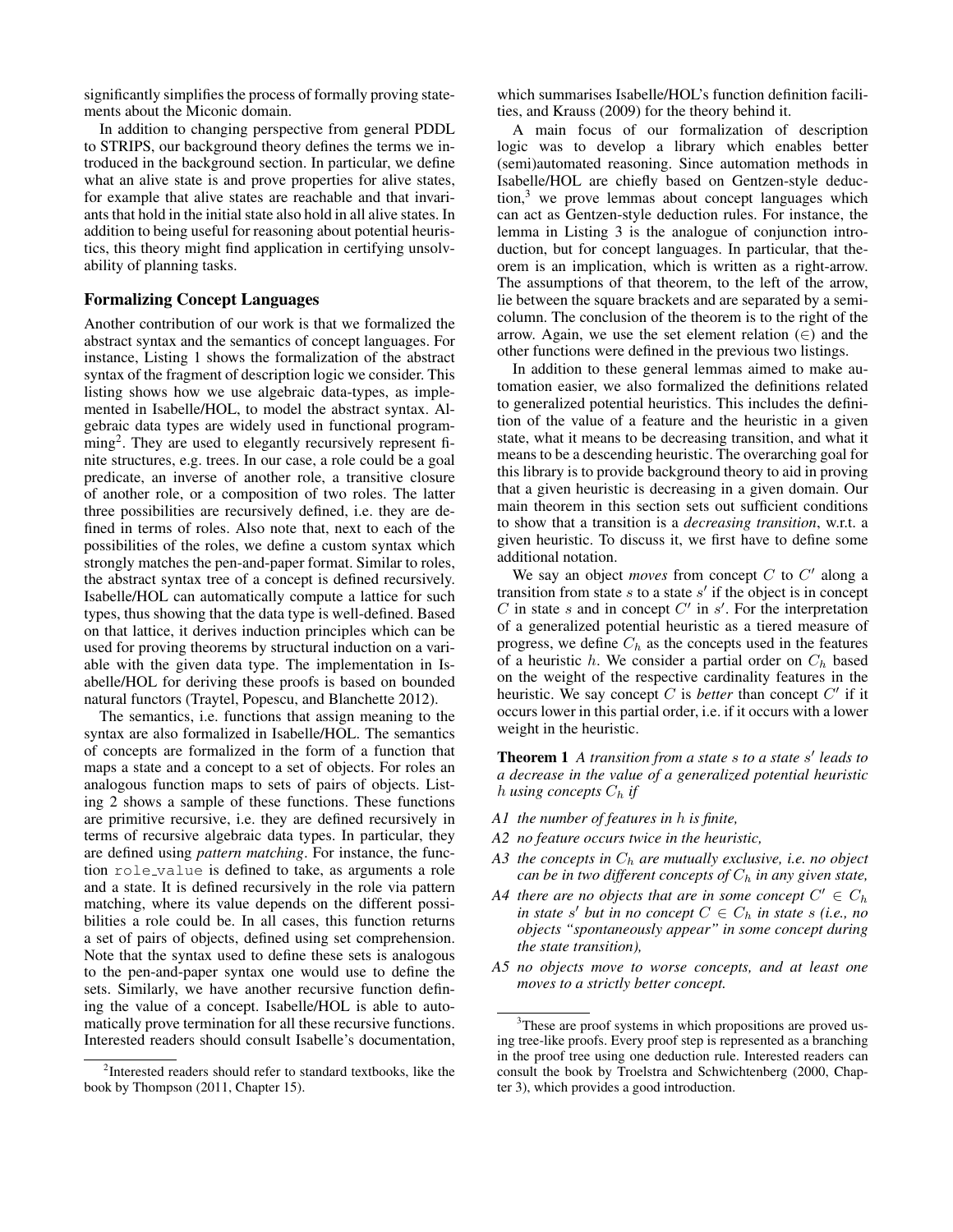significantly simplifies the process of formally proving statements about the Miconic domain.

In addition to changing perspective from general PDDL to STRIPS, our background theory defines the terms we introduced in the background section. In particular, we define what an alive state is and prove properties for alive states, for example that alive states are reachable and that invariants that hold in the initial state also hold in all alive states. In addition to being useful for reasoning about potential heuristics, this theory might find application in certifying unsolvability of planning tasks.

## Formalizing Concept Languages

Another contribution of our work is that we formalized the abstract syntax and the semantics of concept languages. For instance, Listing 1 shows the formalization of the abstract syntax of the fragment of description logic we consider. This listing shows how we use algebraic data-types, as implemented in Isabelle/HOL, to model the abstract syntax. Algebraic data types are widely used in functional programming[2]. They are used to elegantly recursively represent finite structures, e.g. trees. In our case, a role could be a goal predicate, an inverse of another role, a transitive closure of another role, or a composition of two roles. The latter three possibilities are recursively defined, i.e. they are defined in terms of roles. Also note that, next to each of the possibilities of the roles, we define a custom syntax which strongly matches the pen-and-paper format. Similar to roles, the abstract syntax tree of a concept is defined recursively. Isabelle/HOL can automatically compute a lattice for such types, thus showing that the data type is well-defined. Based on that lattice, it derives induction principles which can be used for proving theorems by structural induction on a variable with the given data type. The implementation in Isabelle/HOL for deriving these proofs is based on bounded natural functors (Traytel, Popescu, and Blanchette 2012).

The semantics, i.e. functions that assign meaning to the syntax are also formalized in Isabelle/HOL. The semantics of concepts are formalized in the form of a function that maps a state and a concept to a set of objects. For roles an analogous function maps to sets of pairs of objects. Listing 2 shows a sample of these functions. These functions are primitive recursive, i.e. they are defined recursively in terms of recursive algebraic data types. In particular, they are defined using *pattern matching*. For instance, the function `role_value` is defined to take, as arguments a role and a state. It is defined recursively in the role via pattern matching, where its value depends on the different possibilities a role could be. In all cases, this function returns a set of pairs of objects, defined using set comprehension. Note that the syntax used to define these sets is analogous to the pen-and-paper syntax one would use to define the sets. Similarly, we have another recursive function defining the value of a concept. Isabelle/HOL is able to automatically prove termination for all these recursive functions. Interested readers should consult Isabelle's documentation, which summarises Isabelle/HOL's function definition facilities, and Krauss (2009) for the theory behind it.

A main focus of our formalization of description logic was to develop a library which enables better (semi)automated reasoning. Since automation methods in Isabelle/HOL are chiefly based on Gentzen-style deduction,[3] we prove lemmas about concept languages which can act as Gentzen-style deduction rules. For instance, the lemma in Listing 3 is the analogue of conjunction introduction, but for concept languages. In particular, that theorem is an implication, which is written as a right-arrow. The assumptions of that theorem, to the left of the arrow, lie between the square brackets and are separated by a semicolumn. The conclusion of the theorem is to the right of the arrow. Again, we use the set element relation ($\in$) and the other functions were defined in the previous two listings.

In addition to these general lemmas aimed to make automation easier, we also formalized the definitions related to generalized potential heuristics. This includes the definition of the value of a feature and the heuristic in a given state, what it means to be decreasing transition, and what it means to be a descending heuristic. The overarching goal for this library is to provide background theory to aid in proving that a given heuristic is decreasing in a given domain. Our main theorem in this section sets out sufficient conditions to show that a transition is a *decreasing transition*, w.r.t. a given heuristic. To discuss it, we first have to define some additional notation.

We say an object *moves* from concept $C$ to $C'$ along a transition from state $s$ to a state $s'$ if the object is in concept $C$ in state $s$ and in concept $C'$ in $s'$. For the interpretation of a generalized potential heuristic as a tiered measure of progress, we define $C_h$ as the concepts used in the features of a heuristic $h$. We consider a partial order on $C_h$ based on the weight of the respective cardinality features in the heuristic. We say concept $C$ is *better* than concept $C'$ if it occurs lower in this partial order, i.e. if it occurs with a lower weight in the heuristic.

**Theorem 1** *A transition from a state $s$ to a state $s'$ leads to a decrease in the value of a generalized potential heuristic $h$ using concepts $C_h$ if*

- *A1 the number of features in $h$ is finite,*
- *A2 no feature occurs twice in the heuristic,*
- *A3 the concepts in $C_h$ are mutually exclusive, i.e. no object can be in two different concepts of $C_h$ in any given state,*
- *A4 there are no objects that are in some concept $C' \in C_h$ in state $s'$ but in no concept $C \in C_h$ in state $s$ (i.e., no objects "spontaneously appear" in some concept during the state transition),*
- *A5 no objects move to worse concepts, and at least one moves to a strictly better concept.*

[2]Interested readers should refer to standard textbooks, like the book by Thompson (2011, Chapter 15).

[3]These are proof systems in which propositions are proved using tree-like proofs. Every proof step is represented as a branching in the proof tree using one deduction rule. Interested readers can consult the book by Troelstra and Schwichtenberg (2000, Chapter 3), which provides a good introduction.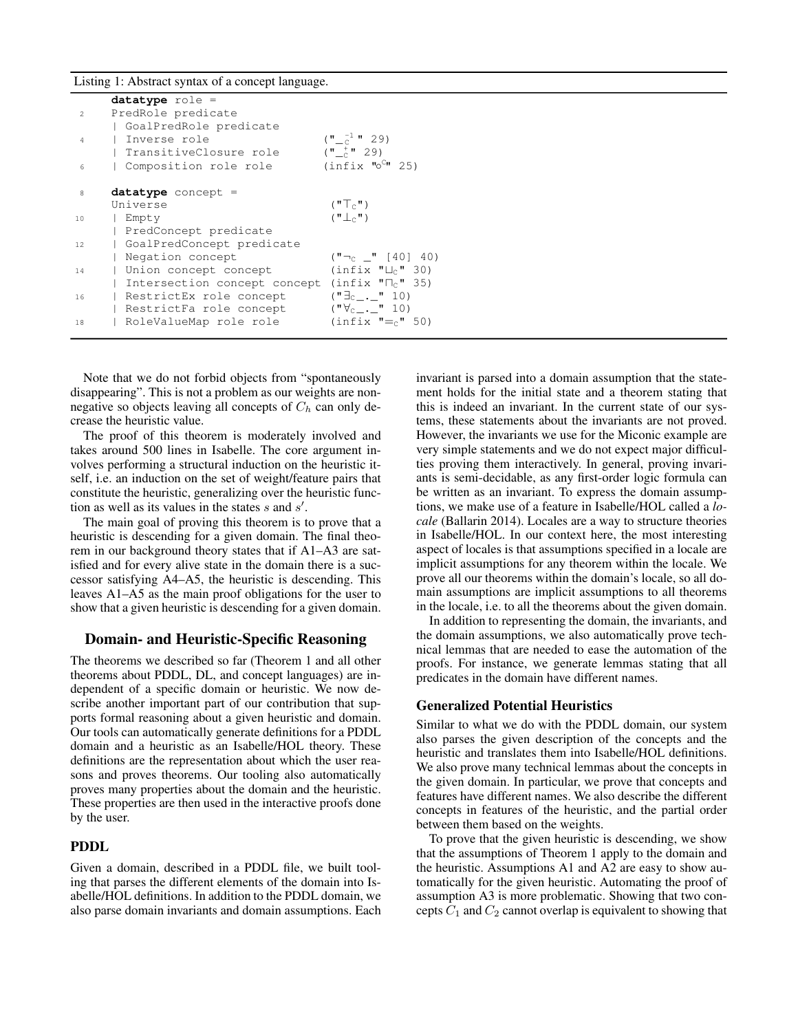Listing 1: Abstract syntax of a concept language.

```
datatype role =
  PredRole predicate
  | GoalPredRole predicate
  | Inverse role                  ("_C^-1" 29)
  | TransitiveClosure role        ("_C^+" 29)
  | Composition role role         (infix "∘C" 25)

datatype concept =
  Universe                        ("⊤C")
  | Empty                         ("⊥C")
  | PredConcept predicate
  | GoalPredConcept predicate
  | Negation concept              ("¬C _" [40] 40)
  | Union concept concept         (infix "⊔C" 30)
  | Intersection concept concept  (infix "⊓C" 35)
  | RestrictEx role concept       ("∃C_._" 10)
  | RestrictFa role concept       ("∀C_._" 10)
  | RoleValueMap role role        (infix "=C" 50)
```

Note that we do not forbid objects from "spontaneously disappearing". This is not a problem as our weights are non-negative so objects leaving all concepts of $C_h$ can only decrease the heuristic value.

The proof of this theorem is moderately involved and takes around 500 lines in Isabelle. The core argument involves performing a structural induction on the heuristic itself, i.e. an induction on the set of weight/feature pairs that constitute the heuristic, generalizing over the heuristic function as well as its values in the states $s$ and $s'$.

The main goal of proving this theorem is to prove that a heuristic is descending for a given domain. The final theorem in our background theory states that if A1–A3 are satisfied and for every alive state in the domain there is a successor satisfying A4–A5, the heuristic is descending. This leaves A1–A5 as the main proof obligations for the user to show that a given heuristic is descending for a given domain.

## Domain- and Heuristic-Specific Reasoning

The theorems we described so far (Theorem 1 and all other theorems about PDDL, DL, and concept languages) are independent of a specific domain or heuristic. We now describe another important part of our contribution that supports formal reasoning about a given heuristic and domain. Our tools can automatically generate definitions for a PDDL domain and a heuristic as an Isabelle/HOL theory. These definitions are the representation about which the user reasons and proves theorems. Our tooling also automatically proves many properties about the domain and the heuristic. These properties are then used in the interactive proofs done by the user.

### PDDL

Given a domain, described in a PDDL file, we built tooling that parses the different elements of the domain into Isabelle/HOL definitions. In addition to the PDDL domain, we also parse domain invariants and domain assumptions. Each invariant is parsed into a domain assumption that the statement holds for the initial state and a theorem stating that this is indeed an invariant. In the current state of our systems, these statements about the invariants are not proved. However, the invariants we use for the Miconic example are very simple statements and we do not expect major difficulties proving them interactively. In general, proving invariants is semi-decidable, as any first-order logic formula can be written as an invariant. To express the domain assumptions, we make use of a feature in Isabelle/HOL called a *locale* (Ballarin 2014). Locales are a way to structure theories in Isabelle/HOL. In our context here, the most interesting aspect of locales is that assumptions specified in a locale are implicit assumptions for any theorem within the locale. We prove all our theorems within the domain's locale, so all domain assumptions are implicit assumptions to all theorems in the locale, i.e. to all the theorems about the given domain.

In addition to representing the domain, the invariants, and the domain assumptions, we also automatically prove technical lemmas that are needed to ease the automation of the proofs. For instance, we generate lemmas stating that all predicates in the domain have different names.

### Generalized Potential Heuristics

Similar to what we do with the PDDL domain, our system also parses the given description of the concepts and the heuristic and translates them into Isabelle/HOL definitions. We also prove many technical lemmas about the concepts in the given domain. In particular, we prove that concepts and features have different names. We also describe the different concepts in features of the heuristic, and the partial order between them based on the weights.

To prove that the given heuristic is descending, we show that the assumptions of Theorem 1 apply to the domain and the heuristic. Assumptions A1 and A2 are easy to show automatically for the given heuristic. Automating the proof of assumption A3 is more problematic. Showing that two concepts $C_1$ and $C_2$ cannot overlap is equivalent to showing that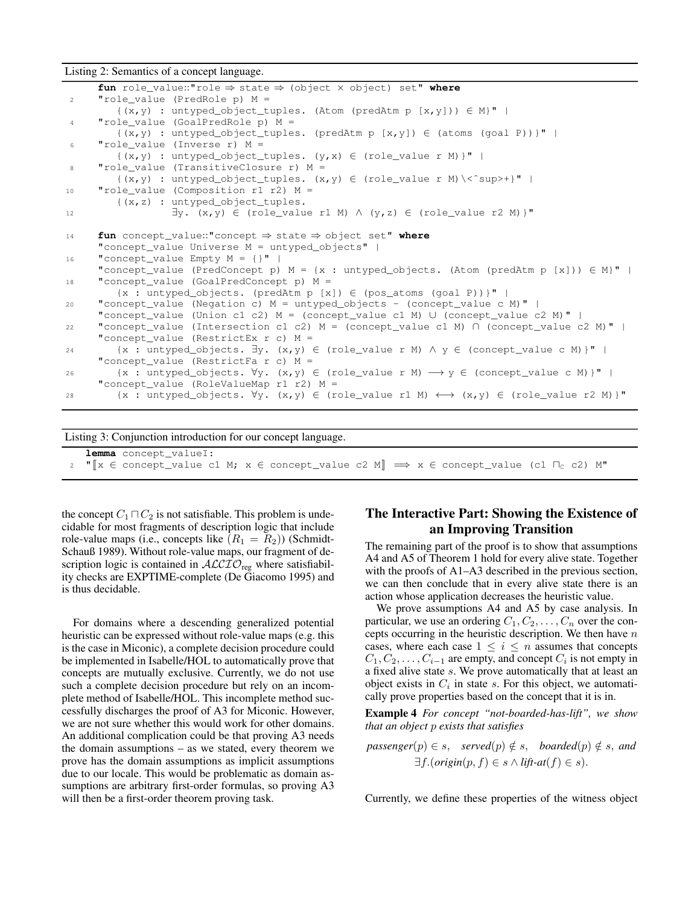Listing 2: Semantics of a concept language.

```
fun role_value::"role ⇒ state ⇒ (object × object) set" where
"role_value (PredRole p) M =
   {(x,y) : untyped_object_tuples. (Atom (predAtm p [x,y])) ∈ M}" |
"role_value (GoalPredRole p) M =
   {(x,y) : untyped_object_tuples. (predAtm p [x,y]) ∈ (atoms (goal P))}" |
"role_value (Inverse r) M =
   {(x,y) : untyped_object_tuples. (y,x) ∈ (role_value r M)}" |
"role_value (TransitiveClosure r) M =
   {(x,y) : untyped_object_tuples. (x,y) ∈ (role_value r M)\<^sup>+}" |
"role_value (Composition r1 r2) M =
   {(x,z) : untyped_object_tuples.
            ∃y. (x,y) ∈ (role_value r1 M) ∧ (y,z) ∈ (role_value r2 M)}"

fun concept_value::"concept ⇒ state ⇒ object set" where
"concept_value Universe M = untyped_objects" |
"concept_value Empty M = {}" |
"concept_value (PredConcept p) M = {x : untyped_objects. (Atom (predAtm p [x])) ∈ M}" |
"concept_value (GoalPredConcept p) M =
   {x : untyped_objects. (predAtm p [x]) ∈ (pos_atoms (goal P))}" |
"concept_value (Negation c) M = untyped_objects - (concept_value c M)" |
"concept_value (Union c1 c2) M = (concept_value c1 M) ∪ (concept_value c2 M)" |
"concept_value (Intersection c1 c2) M = (concept_value c1 M) ∩ (concept_value c2 M)" |
"concept_value (RestrictEx r c) M =
   {x : untyped_objects. ∃y. (x,y) ∈ (role_value r M) ∧ y ∈ (concept_value c M)}" |
"concept_value (RestrictFa r c) M =
   {x : untyped_objects. ∀y. (x,y) ∈ (role_value r M) ⟶ y ∈ (concept_value c M)}" |
"concept_value (RoleValueMap r1 r2) M =
   {x : untyped_objects. ∀y. (x,y) ∈ (role_value r1 M) ⟷ (x,y) ∈ (role_value r2 M)}"
```

Listing 3: Conjunction introduction for our concept language.

```
lemma concept_valueI:
"⟦x ∈ concept_value c1 M; x ∈ concept_value c2 M⟧ ⟹ x ∈ concept_value (c1 ⊓C c2) M"
```

the concept $C_1 \sqcap C_2$ is not satisfiable. This problem is undecidable for most fragments of description logic that include role-value maps (i.e., concepts like $(R_1 = R_2)$) (Schmidt-Schauß 1989). Without role-value maps, our fragment of description logic is contained in $\mathcal{ALCIO}_{\text{reg}}$ where satisfiability checks are EXPTIME-complete (De Giacomo 1995) and is thus decidable.

For domains where a descending generalized potential heuristic can be expressed without role-value maps (e.g. this is the case in Miconic), a complete decision procedure could be implemented in Isabelle/HOL to automatically prove that concepts are mutually exclusive. Currently, we do not use such a complete decision procedure but rely on an incomplete method of Isabelle/HOL. This incomplete method successfully discharges the proof of A3 for Miconic. However, we are not sure whether this would work for other domains. An additional complication could be that proving A3 needs the domain assumptions – as we stated, every theorem we prove has the domain assumptions as implicit assumptions due to our locale. This would be problematic as domain assumptions are arbitrary first-order formulas, so proving A3 will then be a first-order theorem proving task.

## The Interactive Part: Showing the Existence of an Improving Transition

The remaining part of the proof is to show that assumptions A4 and A5 of Theorem 1 hold for every alive state. Together with the proofs of A1–A3 described in the previous section, we can then conclude that in every alive state there is an action whose application decreases the heuristic value.

We prove assumptions A4 and A5 by case analysis. In particular, we use an ordering $C_1, C_2, \ldots, C_n$ over the concepts occurring in the heuristic description. We then have $n$ cases, where each case $1 \leq i \leq n$ assumes that concepts $C_1, C_2, \ldots, C_{i-1}$ are empty, and concept $C_i$ is not empty in a fixed alive state $s$. We prove automatically that at least an object exists in $C_i$ in state $s$. For this object, we automatically prove properties based on the concept that it is in.

**Example 4** *For concept "not-boarded-has-lift", we show that an object p exists that satisfies*

$$\textit{passenger}(p) \in s, \quad \textit{served}(p) \notin s, \quad \textit{boarded}(p) \notin s, \text{ and } \exists f.(\textit{origin}(p, f) \in s \wedge \textit{lift-at}(f) \in s).$$

Currently, we define these properties of the witness object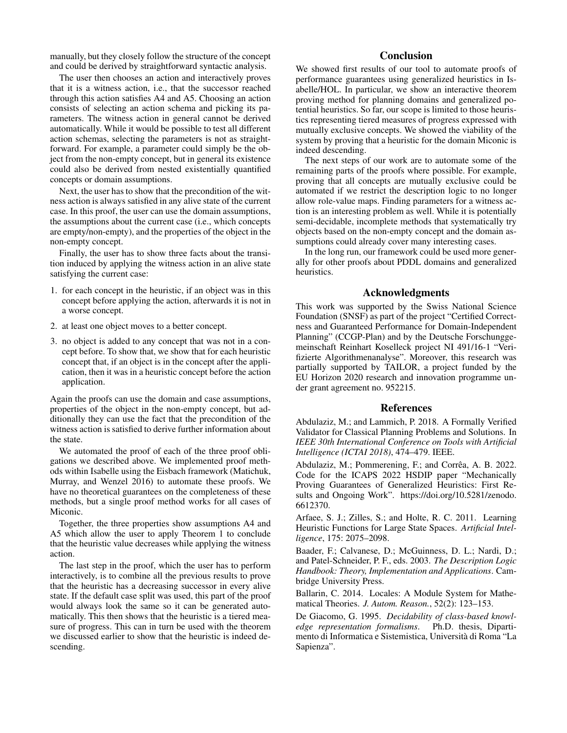manually, but they closely follow the structure of the concept and could be derived by straightforward syntactic analysis.

The user then chooses an action and interactively proves that it is a witness action, i.e., that the successor reached through this action satisfies A4 and A5. Choosing an action consists of selecting an action schema and picking its parameters. The witness action in general cannot be derived automatically. While it would be possible to test all different action schemas, selecting the parameters is not as straightforward. For example, a parameter could simply be the object from the non-empty concept, but in general its existence could also be derived from nested existentially quantified concepts or domain assumptions.

Next, the user has to show that the precondition of the witness action is always satisfied in any alive state of the current case. In this proof, the user can use the domain assumptions, the assumptions about the current case (i.e., which concepts are empty/non-empty), and the properties of the object in the non-empty concept.

Finally, the user has to show three facts about the transition induced by applying the witness action in an alive state satisfying the current case:

1. for each concept in the heuristic, if an object was in this concept before applying the action, afterwards it is not in a worse concept.
2. at least one object moves to a better concept.
3. no object is added to any concept that was not in a concept before. To show that, we show that for each heuristic concept that, if an object is in the concept after the application, then it was in a heuristic concept before the action application.

Again the proofs can use the domain and case assumptions, properties of the object in the non-empty concept, but additionally they can use the fact that the precondition of the witness action is satisfied to derive further information about the state.

We automated the proof of each of the three proof obligations we described above. We implemented proof methods within Isabelle using the Eisbach framework (Matichuk, Murray, and Wenzel 2016) to automate these proofs. We have no theoretical guarantees on the completeness of these methods, but a single proof method works for all cases of Miconic.

Together, the three properties show assumptions A4 and A5 which allow the user to apply Theorem 1 to conclude that the heuristic value decreases while applying the witness action.

The last step in the proof, which the user has to perform interactively, is to combine all the previous results to prove that the heuristic has a decreasing successor in every alive state. If the default case split was used, this part of the proof would always look the same so it can be generated automatically. This then shows that the heuristic is a tiered measure of progress. This can in turn be used with the theorem we discussed earlier to show that the heuristic is indeed descending.

## Conclusion

We showed first results of our tool to automate proofs of performance guarantees using generalized heuristics in Isabelle/HOL. In particular, we show an interactive theorem proving method for planning domains and generalized potential heuristics. So far, our scope is limited to those heuristics representing tiered measures of progress expressed with mutually exclusive concepts. We showed the viability of the system by proving that a heuristic for the domain Miconic is indeed descending.

The next steps of our work are to automate some of the remaining parts of the proofs where possible. For example, proving that all concepts are mutually exclusive could be automated if we restrict the description logic to no longer allow role-value maps. Finding parameters for a witness action is an interesting problem as well. While it is potentially semi-decidable, incomplete methods that systematically try objects based on the non-empty concept and the domain assumptions could already cover many interesting cases.

In the long run, our framework could be used more generally for other proofs about PDDL domains and generalized heuristics.

## Acknowledgments

This work was supported by the Swiss National Science Foundation (SNSF) as part of the project "Certified Correctness and Guaranteed Performance for Domain-Independent Planning" (CCGP-Plan) and by the Deutsche Forschunggemeinschaft Reinhart Koselleck project NI 491/16-1 "Verifizierte Algorithmenanalyse". Moreover, this research was partially supported by TAILOR, a project funded by the EU Horizon 2020 research and innovation programme under grant agreement no. 952215.

## References

Abdulaziz, M.; and Lammich, P. 2018. A Formally Verified Validator for Classical Planning Problems and Solutions. In *IEEE 30th International Conference on Tools with Artificial Intelligence (ICTAI 2018)*, 474–479. IEEE.

Abdulaziz, M.; Pommerening, F.; and Corrêa, A. B. 2022. Code for the ICAPS 2022 HSDIP paper "Mechanically Proving Guarantees of Generalized Heuristics: First Results and Ongoing Work". https://doi.org/10.5281/zenodo.6612370.

Arfaee, S. J.; Zilles, S.; and Holte, R. C. 2011. Learning Heuristic Functions for Large State Spaces. *Artificial Intelligence*, 175: 2075–2098.

Baader, F.; Calvanese, D.; McGuinness, D. L.; Nardi, D.; and Patel-Schneider, P. F., eds. 2003. *The Description Logic Handbook: Theory, Implementation and Applications*. Cambridge University Press.

Ballarin, C. 2014. Locales: A Module System for Mathematical Theories. *J. Autom. Reason.*, 52(2): 123–153.

De Giacomo, G. 1995. *Decidability of class-based knowledge representation formalisms*. Ph.D. thesis, Dipartimento di Informatica e Sistemistica, Università di Roma "La Sapienza".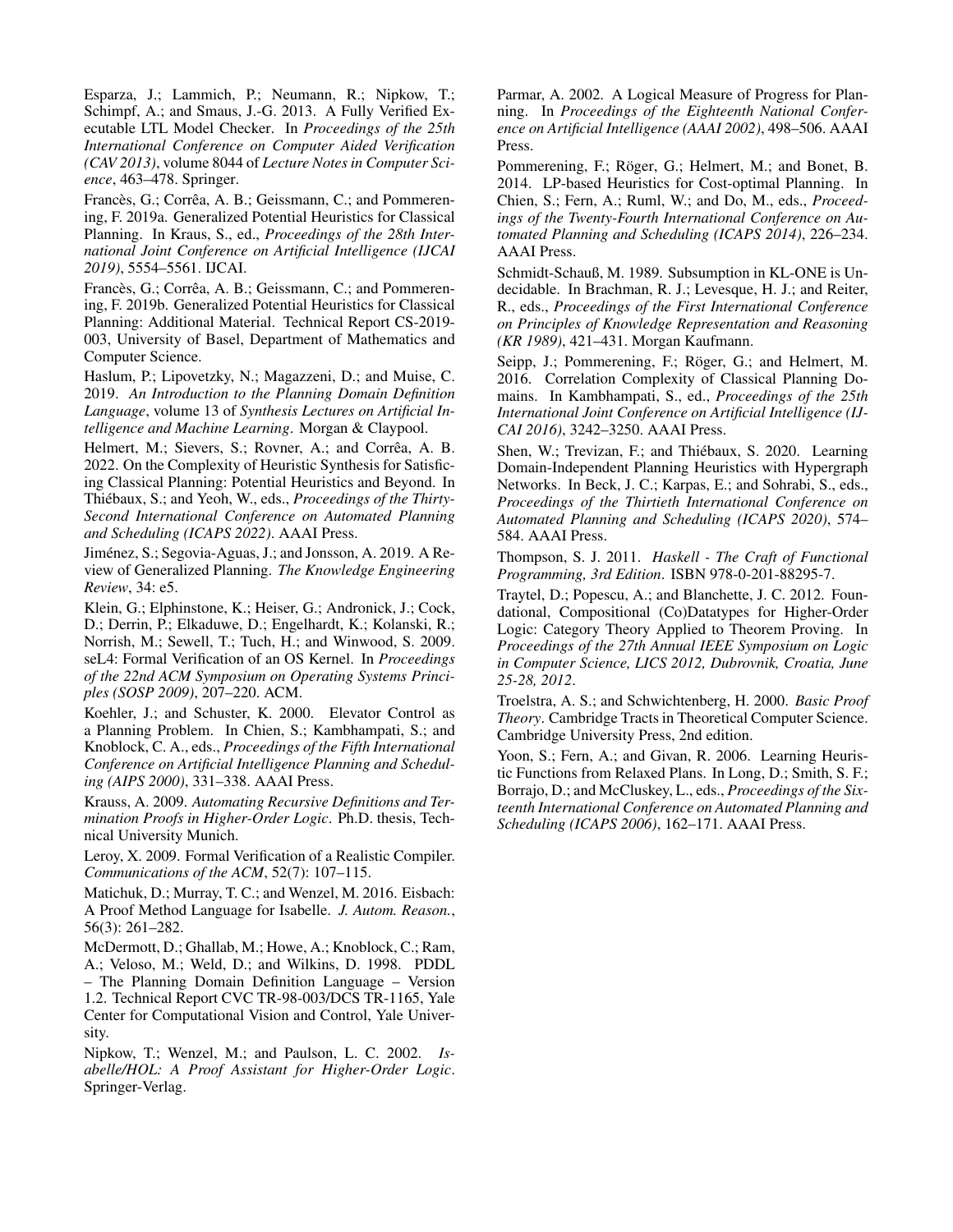Esparza, J.; Lammich, P.; Neumann, R.; Nipkow, T.; Schimpf, A.; and Smaus, J.-G. 2013. A Fully Verified Executable LTL Model Checker. In *Proceedings of the 25th International Conference on Computer Aided Verification (CAV 2013)*, volume 8044 of *Lecture Notes in Computer Science*, 463–478. Springer.

Francès, G.; Corrêa, A. B.; Geissmann, C.; and Pommerening, F. 2019a. Generalized Potential Heuristics for Classical Planning. In Kraus, S., ed., *Proceedings of the 28th International Joint Conference on Artificial Intelligence (IJCAI 2019)*, 5554–5561. IJCAI.

Francès, G.; Corrêa, A. B.; Geissmann, C.; and Pommerening, F. 2019b. Generalized Potential Heuristics for Classical Planning: Additional Material. Technical Report CS-2019-003, University of Basel, Department of Mathematics and Computer Science.

Haslum, P.; Lipovetzky, N.; Magazzeni, D.; and Muise, C. 2019. *An Introduction to the Planning Domain Definition Language*, volume 13 of *Synthesis Lectures on Artificial Intelligence and Machine Learning*. Morgan & Claypool.

Helmert, M.; Sievers, S.; Rovner, A.; and Corrêa, A. B. 2022. On the Complexity of Heuristic Synthesis for Satisficing Classical Planning: Potential Heuristics and Beyond. In Thiébaux, S.; and Yeoh, W., eds., *Proceedings of the Thirty-Second International Conference on Automated Planning and Scheduling (ICAPS 2022)*. AAAI Press.

Jiménez, S.; Segovia-Aguas, J.; and Jonsson, A. 2019. A Review of Generalized Planning. *The Knowledge Engineering Review*, 34: e5.

Klein, G.; Elphinstone, K.; Heiser, G.; Andronick, J.; Cock, D.; Derrin, P.; Elkaduwe, D.; Engelhardt, K.; Kolanski, R.; Norrish, M.; Sewell, T.; Tuch, H.; and Winwood, S. 2009. seL4: Formal Verification of an OS Kernel. In *Proceedings of the 22nd ACM Symposium on Operating Systems Principles (SOSP 2009)*, 207–220. ACM.

Koehler, J.; and Schuster, K. 2000. Elevator Control as a Planning Problem. In Chien, S.; Kambhampati, S.; and Knoblock, C. A., eds., *Proceedings of the Fifth International Conference on Artificial Intelligence Planning and Scheduling (AIPS 2000)*, 331–338. AAAI Press.

Krauss, A. 2009. *Automating Recursive Definitions and Termination Proofs in Higher-Order Logic*. Ph.D. thesis, Technical University Munich.

Leroy, X. 2009. Formal Verification of a Realistic Compiler. *Communications of the ACM*, 52(7): 107–115.

Matichuk, D.; Murray, T. C.; and Wenzel, M. 2016. Eisbach: A Proof Method Language for Isabelle. *J. Autom. Reason.*, 56(3): 261–282.

McDermott, D.; Ghallab, M.; Howe, A.; Knoblock, C.; Ram, A.; Veloso, M.; Weld, D.; and Wilkins, D. 1998. PDDL – The Planning Domain Definition Language – Version 1.2. Technical Report CVC TR-98-003/DCS TR-1165, Yale Center for Computational Vision and Control, Yale University.

Nipkow, T.; Wenzel, M.; and Paulson, L. C. 2002. *Isabelle/HOL: A Proof Assistant for Higher-Order Logic*. Springer-Verlag.

Parmar, A. 2002. A Logical Measure of Progress for Planning. In *Proceedings of the Eighteenth National Conference on Artificial Intelligence (AAAI 2002)*, 498–506. AAAI Press.

Pommerening, F.; Röger, G.; Helmert, M.; and Bonet, B. 2014. LP-based Heuristics for Cost-optimal Planning. In Chien, S.; Fern, A.; Ruml, W.; and Do, M., eds., *Proceedings of the Twenty-Fourth International Conference on Automated Planning and Scheduling (ICAPS 2014)*, 226–234. AAAI Press.

Schmidt-Schauß, M. 1989. Subsumption in KL-ONE is Undecidable. In Brachman, R. J.; Levesque, H. J.; and Reiter, R., eds., *Proceedings of the First International Conference on Principles of Knowledge Representation and Reasoning (KR 1989)*, 421–431. Morgan Kaufmann.

Seipp, J.; Pommerening, F.; Röger, G.; and Helmert, M. 2016. Correlation Complexity of Classical Planning Domains. In Kambhampati, S., ed., *Proceedings of the 25th International Joint Conference on Artificial Intelligence (IJCAI 2016)*, 3242–3250. AAAI Press.

Shen, W.; Trevizan, F.; and Thiébaux, S. 2020. Learning Domain-Independent Planning Heuristics with Hypergraph Networks. In Beck, J. C.; Karpas, E.; and Sohrabi, S., eds., *Proceedings of the Thirtieth International Conference on Automated Planning and Scheduling (ICAPS 2020)*, 574–584. AAAI Press.

Thompson, S. J. 2011. *Haskell - The Craft of Functional Programming, 3rd Edition*. ISBN 978-0-201-88295-7.

Traytel, D.; Popescu, A.; and Blanchette, J. C. 2012. Foundational, Compositional (Co)Datatypes for Higher-Order Logic: Category Theory Applied to Theorem Proving. In *Proceedings of the 27th Annual IEEE Symposium on Logic in Computer Science, LICS 2012, Dubrovnik, Croatia, June 25-28, 2012*.

Troelstra, A. S.; and Schwichtenberg, H. 2000. *Basic Proof Theory*. Cambridge Tracts in Theoretical Computer Science. Cambridge University Press, 2nd edition.

Yoon, S.; Fern, A.; and Givan, R. 2006. Learning Heuristic Functions from Relaxed Plans. In Long, D.; Smith, S. F.; Borrajo, D.; and McCluskey, L., eds., *Proceedings of the Sixteenth International Conference on Automated Planning and Scheduling (ICAPS 2006)*, 162–171. AAAI Press.